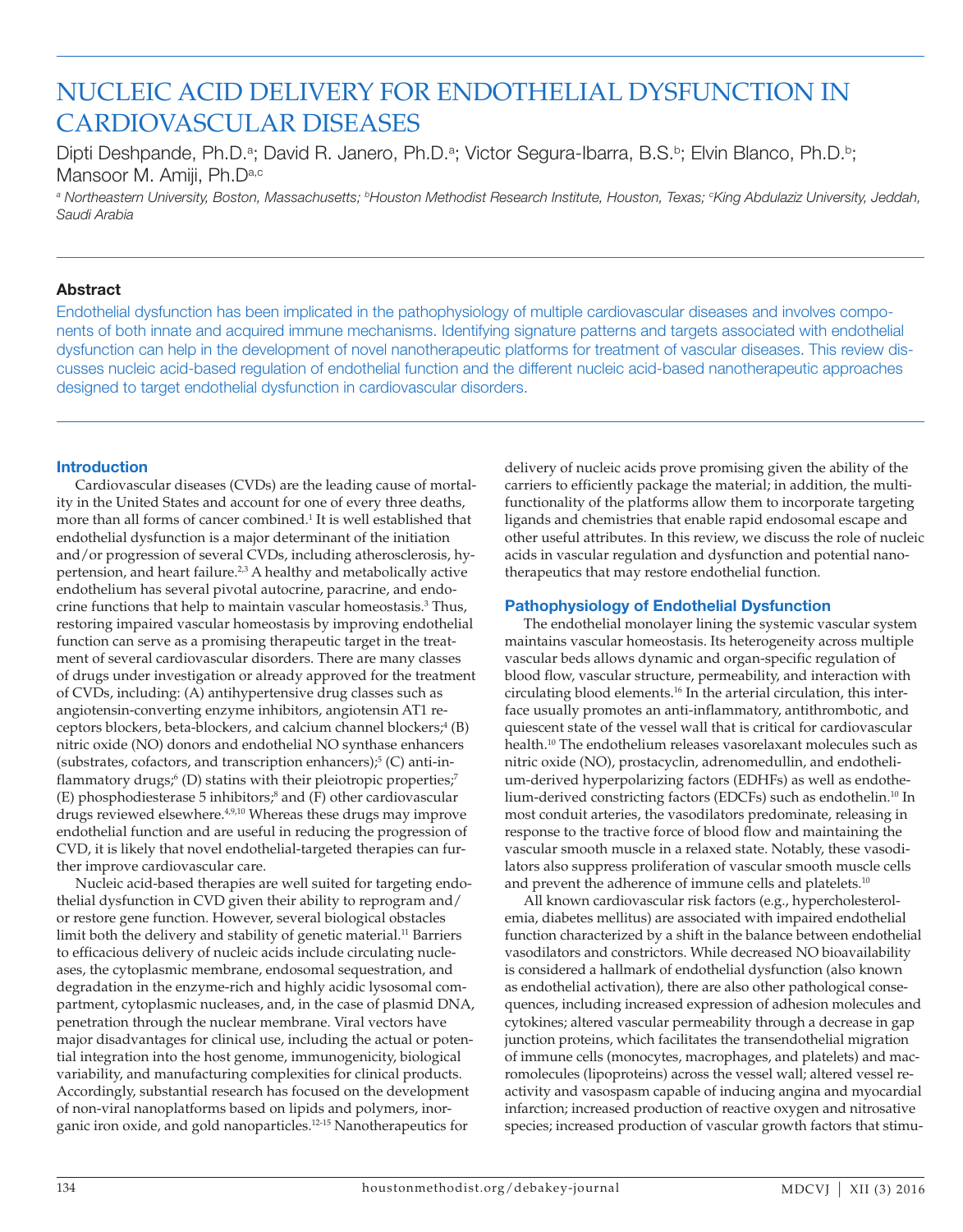# NUCLEIC ACID DELIVERY FOR ENDOTHELIAL DYSFUNCTION IN CARDIOVASCULAR DISEASES

Dipti Deshpande, Ph.D.[a]; David R. Janero, Ph.D.[a]; Victor Segura-Ibarra, B.S.[b]; Elvin Blanco, Ph.D.[b]; Mansoor M. Amiji, Ph.D[a,c]

*[a] Northeastern University, Boston, Massachusetts; [b] Houston Methodist Research Institute, Houston, Texas; [c] King Abdulaziz University, Jeddah, Saudi Arabia*

## Abstract

Endothelial dysfunction has been implicated in the pathophysiology of multiple cardiovascular diseases and involves components of both innate and acquired immune mechanisms. Identifying signature patterns and targets associated with endothelial dysfunction can help in the development of novel nanotherapeutic platforms for treatment of vascular diseases. This review discusses nucleic acid-based regulation of endothelial function and the different nucleic acid-based nanotherapeutic approaches designed to target endothelial dysfunction in cardiovascular disorders.

## Introduction

Cardiovascular diseases (CVDs) are the leading cause of mortality in the United States and account for one of every three deaths, more than all forms of cancer combined.[1] It is well established that endothelial dysfunction is a major determinant of the initiation and/or progression of several CVDs, including atherosclerosis, hypertension, and heart failure.[2,3] A healthy and metabolically active endothelium has several pivotal autocrine, paracrine, and endocrine functions that help to maintain vascular homeostasis.[3] Thus, restoring impaired vascular homeostasis by improving endothelial function can serve as a promising therapeutic target in the treatment of several cardiovascular disorders. There are many classes of drugs under investigation or already approved for the treatment of CVDs, including: (A) antihypertensive drug classes such as angiotensin-converting enzyme inhibitors, angiotensin AT1 receptors blockers, beta-blockers, and calcium channel blockers;[4] (B) nitric oxide (NO) donors and endothelial NO synthase enhancers (substrates, cofactors, and transcription enhancers);[5] (C) anti-inflammatory drugs;[6] (D) statins with their pleiotropic properties;[7] (E) phosphodiesterase 5 inhibitors;[8] and (F) other cardiovascular drugs reviewed elsewhere.[4,9,10] Whereas these drugs may improve endothelial function and are useful in reducing the progression of CVD, it is likely that novel endothelial-targeted therapies can further improve cardiovascular care.

Nucleic acid-based therapies are well suited for targeting endothelial dysfunction in CVD given their ability to reprogram and/or restore gene function. However, several biological obstacles limit both the delivery and stability of genetic material.[11] Barriers to efficacious delivery of nucleic acids include circulating nucleases, the cytoplasmic membrane, endosomal sequestration, and degradation in the enzyme-rich and highly acidic lysosomal compartment, cytoplasmic nucleases, and, in the case of plasmid DNA, penetration through the nuclear membrane. Viral vectors have major disadvantages for clinical use, including the actual or potential integration into the host genome, immunogenicity, biological variability, and manufacturing complexities for clinical products. Accordingly, substantial research has focused on the development of non-viral nanoplatforms based on lipids and polymers, inorganic iron oxide, and gold nanoparticles.[12-15] Nanotherapeutics for delivery of nucleic acids prove promising given the ability of the carriers to efficiently package the material; in addition, the multifunctionality of the platforms allow them to incorporate targeting ligands and chemistries that enable rapid endosomal escape and other useful attributes. In this review, we discuss the role of nucleic acids in vascular regulation and dysfunction and potential nanotherapeutics that may restore endothelial function.

## Pathophysiology of Endothelial Dysfunction

The endothelial monolayer lining the systemic vascular system maintains vascular homeostasis. Its heterogeneity across multiple vascular beds allows dynamic and organ-specific regulation of blood flow, vascular structure, permeability, and interaction with circulating blood elements.[16] In the arterial circulation, this interface usually promotes an anti-inflammatory, antithrombotic, and quiescent state of the vessel wall that is critical for cardiovascular health.[10] The endothelium releases vasorelaxant molecules such as nitric oxide (NO), prostacyclin, adrenomedullin, and endothelium-derived hyperpolarizing factors (EDHFs) as well as endothelium-derived constricting factors (EDCFs) such as endothelin.[10] In most conduit arteries, the vasodilators predominate, releasing in response to the tractive force of blood flow and maintaining the vascular smooth muscle in a relaxed state. Notably, these vasodilators also suppress proliferation of vascular smooth muscle cells and prevent the adherence of immune cells and platelets.[10]

All known cardiovascular risk factors (e.g., hypercholesterolemia, diabetes mellitus) are associated with impaired endothelial function characterized by a shift in the balance between endothelial vasodilators and constrictors. While decreased NO bioavailability is considered a hallmark of endothelial dysfunction (also known as endothelial activation), there are also other pathological consequences, including increased expression of adhesion molecules and cytokines; altered vascular permeability through a decrease in gap junction proteins, which facilitates the transendothelial migration of immune cells (monocytes, macrophages, and platelets) and macromolecules (lipoproteins) across the vessel wall; altered vessel reactivity and vasospasm capable of inducing angina and myocardial infarction; increased production of reactive oxygen and nitrosative species; increased production of vascular growth factors that stimu-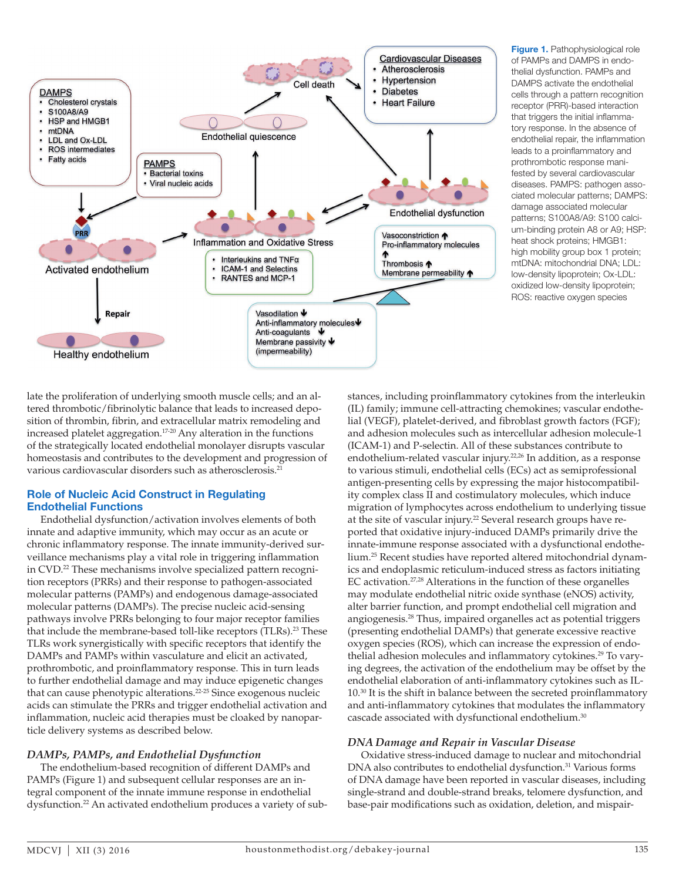Figure 1. Pathophysiological role of PAMPs and DAMPS in endothelial dysfunction. PAMPs and DAMPS activate the endothelial cells through a pattern recognition receptor (PRR)-based interaction that triggers the initial inflammatory response. In the absence of endothelial repair, the inflammation leads to a proinflammatory and prothrombotic response manifested by several cardiovascular diseases. PAMPS: pathogen associated molecular patterns; DAMPS: damage associated molecular patterns; S100A8/A9: S100 calcium-binding protein A8 or A9; HSP: heat shock proteins; HMGB1: high mobility group box 1 protein; mtDNA: mitochondrial DNA; LDL: low-density lipoprotein; Ox-LDL: oxidized low-density lipoprotein; ROS: reactive oxygen species

late the proliferation of underlying smooth muscle cells; and an altered thrombotic/fibrinolytic balance that leads to increased deposition of thrombin, fibrin, and extracellular matrix remodeling and increased platelet aggregation.[17-20] Any alteration in the functions of the strategically located endothelial monolayer disrupts vascular homeostasis and contributes to the development and progression of various cardiovascular disorders such as atherosclerosis.[21]

## Role of Nucleic Acid Construct in Regulating Endothelial Functions

Endothelial dysfunction/activation involves elements of both innate and adaptive immunity, which may occur as an acute or chronic inflammatory response. The innate immunity-derived surveillance mechanisms play a vital role in triggering inflammation in CVD.[22] These mechanisms involve specialized pattern recognition receptors (PRRs) and their response to pathogen-associated molecular patterns (PAMPs) and endogenous damage-associated molecular patterns (DAMPs). The precise nucleic acid-sensing pathways involve PRRs belonging to four major receptor families that include the membrane-based toll-like receptors (TLRs).[23] These TLRs work synergistically with specific receptors that identify the DAMPs and PAMPs within vasculature and elicit an activated, prothrombotic, and proinflammatory response. This in turn leads to further endothelial damage and may induce epigenetic changes that can cause phenotypic alterations.[22-25] Since exogenous nucleic acids can stimulate the PRRs and trigger endothelial activation and inflammation, nucleic acid therapies must be cloaked by nanoparticle delivery systems as described below.

### *DAMPs, PAMPs, and Endothelial Dysfunction*

The endothelium-based recognition of different DAMPs and PAMPs (Figure 1) and subsequent cellular responses are an integral component of the innate immune response in endothelial dysfunction.[22] An activated endothelium produces a variety of substances, including proinflammatory cytokines from the interleukin (IL) family; immune cell-attracting chemokines; vascular endothelial (VEGF), platelet-derived, and fibroblast growth factors (FGF); and adhesion molecules such as intercellular adhesion molecule-1 (ICAM-1) and P-selectin. All of these substances contribute to endothelium-related vascular injury.[22,26] In addition, as a response to various stimuli, endothelial cells (ECs) act as semiprofessional antigen-presenting cells by expressing the major histocompatibility complex class II and costimulatory molecules, which induce migration of lymphocytes across endothelium to underlying tissue at the site of vascular injury.[22] Several research groups have reported that oxidative injury-induced DAMPs primarily drive the innate-immune response associated with a dysfunctional endothelium.[25] Recent studies have reported altered mitochondrial dynamics and endoplasmic reticulum-induced stress as factors initiating EC activation.[27,28] Alterations in the function of these organelles may modulate endothelial nitric oxide synthase (eNOS) activity, alter barrier function, and prompt endothelial cell migration and angiogenesis.[28] Thus, impaired organelles act as potential triggers (presenting endothelial DAMPs) that generate excessive reactive oxygen species (ROS), which can increase the expression of endothelial adhesion molecules and inflammatory cytokines.[29] To varying degrees, the activation of the endothelium may be offset by the endothelial elaboration of anti-inflammatory cytokines such as IL-10.[30] It is the shift in balance between the secreted proinflammatory and anti-inflammatory cytokines that modulates the inflammatory cascade associated with dysfunctional endothelium.[30]

### *DNA Damage and Repair in Vascular Disease*

Oxidative stress-induced damage to nuclear and mitochondrial DNA also contributes to endothelial dysfunction.[31] Various forms of DNA damage have been reported in vascular diseases, including single-strand and double-strand breaks, telomere dysfunction, and base-pair modifications such as oxidation, deletion, and mispair-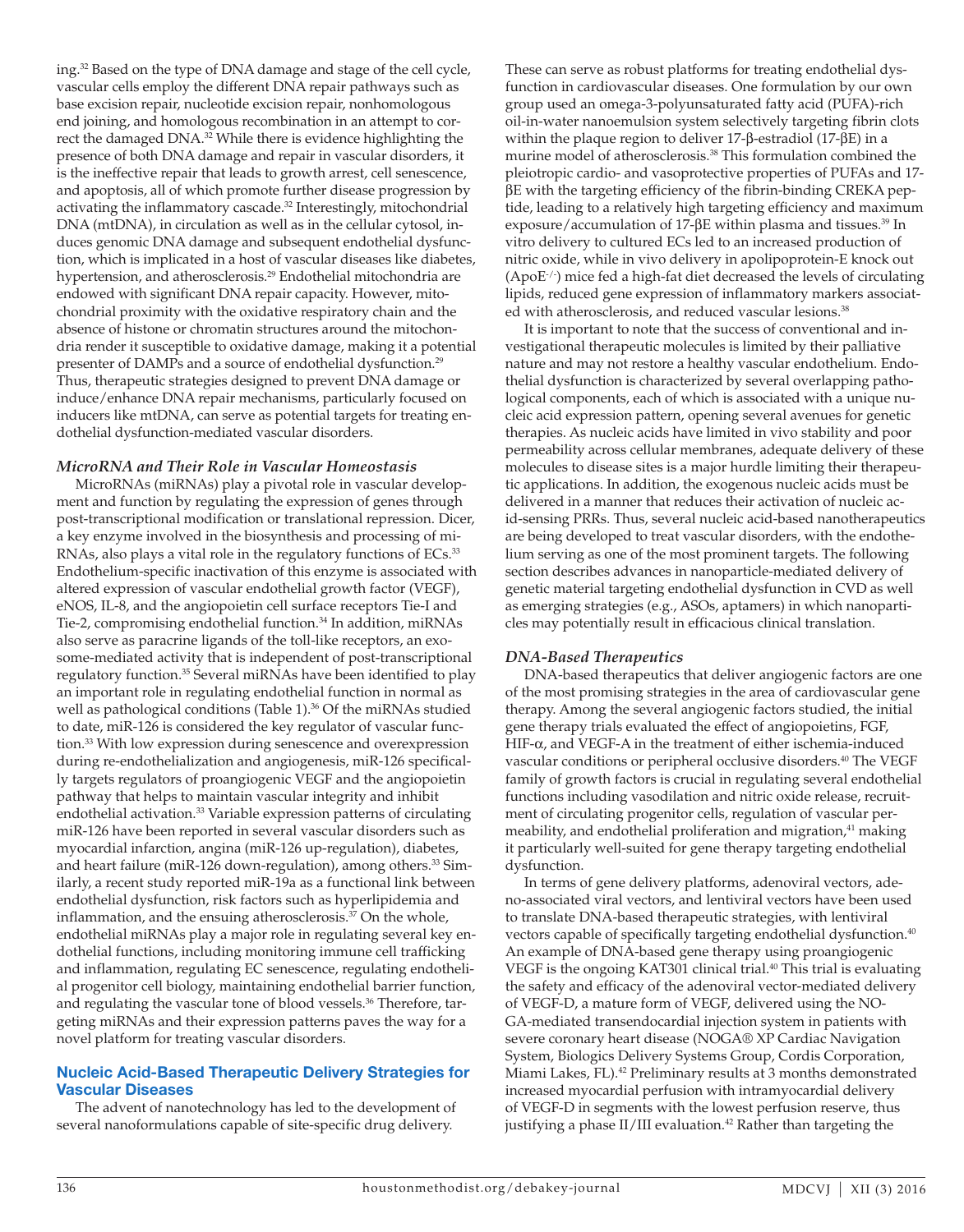ing.[32] Based on the type of DNA damage and stage of the cell cycle, vascular cells employ the different DNA repair pathways such as base excision repair, nucleotide excision repair, nonhomologous end joining, and homologous recombination in an attempt to correct the damaged DNA.[32] While there is evidence highlighting the presence of both DNA damage and repair in vascular disorders, it is the ineffective repair that leads to growth arrest, cell senescence, and apoptosis, all of which promote further disease progression by activating the inflammatory cascade.[32] Interestingly, mitochondrial DNA (mtDNA), in circulation as well as in the cellular cytosol, induces genomic DNA damage and subsequent endothelial dysfunction, which is implicated in a host of vascular diseases like diabetes, hypertension, and atherosclerosis.[29] Endothelial mitochondria are endowed with significant DNA repair capacity. However, mitochondrial proximity with the oxidative respiratory chain and the absence of histone or chromatin structures around the mitochondria render it susceptible to oxidative damage, making it a potential presenter of DAMPs and a source of endothelial dysfunction.[29] Thus, therapeutic strategies designed to prevent DNA damage or induce/enhance DNA repair mechanisms, particularly focused on inducers like mtDNA, can serve as potential targets for treating endothelial dysfunction-mediated vascular disorders.

### *MicroRNA and Their Role in Vascular Homeostasis*

MicroRNAs (miRNAs) play a pivotal role in vascular development and function by regulating the expression of genes through post-transcriptional modification or translational repression. Dicer, a key enzyme involved in the biosynthesis and processing of miRNAs, also plays a vital role in the regulatory functions of ECs.[33] Endothelium-specific inactivation of this enzyme is associated with altered expression of vascular endothelial growth factor (VEGF), eNOS, IL-8, and the angiopoietin cell surface receptors Tie-I and Tie-2, compromising endothelial function.[34] In addition, miRNAs also serve as paracrine ligands of the toll-like receptors, an exosome-mediated activity that is independent of post-transcriptional regulatory function.[35] Several miRNAs have been identified to play an important role in regulating endothelial function in normal as well as pathological conditions (Table 1).[36] Of the miRNAs studied to date, miR-126 is considered the key regulator of vascular function.[33] With low expression during senescence and overexpression during re-endothelialization and angiogenesis, miR-126 specifically targets regulators of proangiogenic VEGF and the angiopoietin pathway that helps to maintain vascular integrity and inhibit endothelial activation.[33] Variable expression patterns of circulating miR-126 have been reported in several vascular disorders such as myocardial infarction, angina (miR-126 up-regulation), diabetes, and heart failure (miR-126 down-regulation), among others.[33] Similarly, a recent study reported miR-19a as a functional link between endothelial dysfunction, risk factors such as hyperlipidemia and inflammation, and the ensuing atherosclerosis.[37] On the whole, endothelial miRNAs play a major role in regulating several key endothelial functions, including monitoring immune cell trafficking and inflammation, regulating EC senescence, regulating endothelial progenitor cell biology, maintaining endothelial barrier function, and regulating the vascular tone of blood vessels.[36] Therefore, targeting miRNAs and their expression patterns paves the way for a novel platform for treating vascular disorders.

## Nucleic Acid-Based Therapeutic Delivery Strategies for Vascular Diseases

The advent of nanotechnology has led to the development of several nanoformulations capable of site-specific drug delivery. These can serve as robust platforms for treating endothelial dysfunction in cardiovascular diseases. One formulation by our own group used an omega-3-polyunsaturated fatty acid (PUFA)-rich oil-in-water nanoemulsion system selectively targeting fibrin clots within the plaque region to deliver 17-β-estradiol (17-βE) in a murine model of atherosclerosis.[38] This formulation combined the pleiotropic cardio- and vasoprotective properties of PUFAs and 17-βE with the targeting efficiency of the fibrin-binding CREKA peptide, leading to a relatively high targeting efficiency and maximum exposure/accumulation of 17-βE within plasma and tissues.[39] In vitro delivery to cultured ECs led to an increased production of nitric oxide, while in vivo delivery in apolipoprotein-E knock out ($ApoE^{-/-}$) mice fed a high-fat diet decreased the levels of circulating lipids, reduced gene expression of inflammatory markers associated with atherosclerosis, and reduced vascular lesions.[38]

It is important to note that the success of conventional and investigational therapeutic molecules is limited by their palliative nature and may not restore a healthy vascular endothelium. Endothelial dysfunction is characterized by several overlapping pathological components, each of which is associated with a unique nucleic acid expression pattern, opening several avenues for genetic therapies. As nucleic acids have limited in vivo stability and poor permeability across cellular membranes, adequate delivery of these molecules to disease sites is a major hurdle limiting their therapeutic applications. In addition, the exogenous nucleic acids must be delivered in a manner that reduces their activation of nucleic acid-sensing PRRs. Thus, several nucleic acid-based nanotherapeutics are being developed to treat vascular disorders, with the endothelium serving as one of the most prominent targets. The following section describes advances in nanoparticle-mediated delivery of genetic material targeting endothelial dysfunction in CVD as well as emerging strategies (e.g., ASOs, aptamers) in which nanoparticles may potentially result in efficacious clinical translation.

### *DNA-Based Therapeutics*

DNA-based therapeutics that deliver angiogenic factors are one of the most promising strategies in the area of cardiovascular gene therapy. Among the several angiogenic factors studied, the initial gene therapy trials evaluated the effect of angiopoietins, FGF, HIF-α, and VEGF-A in the treatment of either ischemia-induced vascular conditions or peripheral occlusive disorders.[40] The VEGF family of growth factors is crucial in regulating several endothelial functions including vasodilation and nitric oxide release, recruitment of circulating progenitor cells, regulation of vascular permeability, and endothelial proliferation and migration,[41] making it particularly well-suited for gene therapy targeting endothelial dysfunction.

In terms of gene delivery platforms, adenoviral vectors, adeno-associated viral vectors, and lentiviral vectors have been used to translate DNA-based therapeutic strategies, with lentiviral vectors capable of specifically targeting endothelial dysfunction.[40] An example of DNA-based gene therapy using proangiogenic VEGF is the ongoing KAT301 clinical trial.[40] This trial is evaluating the safety and efficacy of the adenoviral vector-mediated delivery of VEGF-D, a mature form of VEGF, delivered using the NOGA-mediated transendocardial injection system in patients with severe coronary heart disease (NOGA® XP Cardiac Navigation System, Biologics Delivery Systems Group, Cordis Corporation, Miami Lakes, FL).[42] Preliminary results at 3 months demonstrated increased myocardial perfusion with intramyocardial delivery of VEGF-D in segments with the lowest perfusion reserve, thus justifying a phase II/III evaluation.[42] Rather than targeting the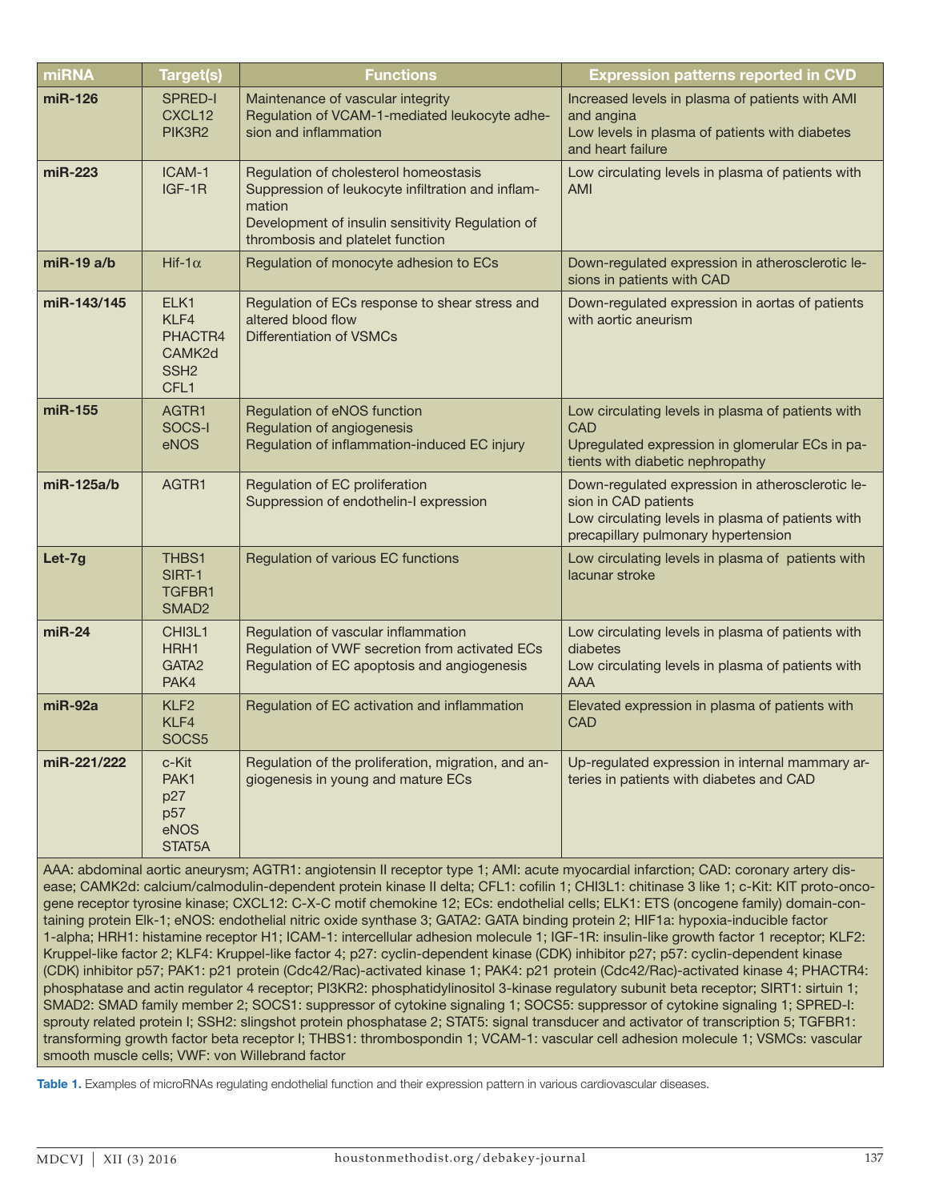| miRNA | Target(s) | Functions | Expression patterns reported in CVD |
|---|---|---|---|
| **miR-126** | SPRED-I<br>CXCL12<br>PIK3R2 | Maintenance of vascular integrity<br>Regulation of VCAM-1-mediated leukocyte adhesion and inflammation | Increased levels in plasma of patients with AMI and angina<br>Low levels in plasma of patients with diabetes and heart failure |
| **miR-223** | ICAM-1<br>IGF-1R | Regulation of cholesterol homeostasis<br>Suppression of leukocyte infiltration and inflammation<br>Development of insulin sensitivity Regulation of thrombosis and platelet function | Low circulating levels in plasma of patients with AMI |
| **miR-19 a/b** | Hif-1$\alpha$ | Regulation of monocyte adhesion to ECs | Down-regulated expression in atherosclerotic lesions in patients with CAD |
| **miR-143/145** | ELK1<br>KLF4<br>PHACTR4<br>CAMK2d<br>SSH2<br>CFL1 | Regulation of ECs response to shear stress and altered blood flow<br>Differentiation of VSMCs | Down-regulated expression in aortas of patients with aortic aneurism |
| **miR-155** | AGTR1<br>SOCS-I<br>eNOS | Regulation of eNOS function<br>Regulation of angiogenesis<br>Regulation of inflammation-induced EC injury | Low circulating levels in plasma of patients with CAD<br>Upregulated expression in glomerular ECs in patients with diabetic nephropathy |
| **miR-125a/b** | AGTR1 | Regulation of EC proliferation<br>Suppression of endothelin-I expression | Down-regulated expression in atherosclerotic lesion in CAD patients<br>Low circulating levels in plasma of patients with precapillary pulmonary hypertension |
| **Let-7g** | THBS1<br>SIRT-1<br>TGFBR1<br>SMAD2 | Regulation of various EC functions | Low circulating levels in plasma of patients with lacunar stroke |
| **miR-24** | CHI3L1<br>HRH1<br>GATA2<br>PAK4 | Regulation of vascular inflammation<br>Regulation of VWF secretion from activated ECs<br>Regulation of EC apoptosis and angiogenesis | Low circulating levels in plasma of patients with diabetes<br>Low circulating levels in plasma of patients with AAA |
| **miR-92a** | KLF2<br>KLF4<br>SOCS5 | Regulation of EC activation and inflammation | Elevated expression in plasma of patients with CAD |
| **miR-221/222** | c-Kit<br>PAK1<br>p27<br>p57<br>eNOS<br>STAT5A | Regulation of the proliferation, migration, and angiogenesis in young and mature ECs | Up-regulated expression in internal mammary arteries in patients with diabetes and CAD |

AAA: abdominal aortic aneurysm; AGTR1: angiotensin II receptor type 1; AMI: acute myocardial infarction; CAD: coronary artery disease; CAMK2d: calcium/calmodulin-dependent protein kinase II delta; CFL1: cofilin 1; CHI3L1: chitinase 3 like 1; c-Kit: KIT proto-oncogene receptor tyrosine kinase; CXCL12: C-X-C motif chemokine 12; ECs: endothelial cells; ELK1: ETS (oncogene family) domain-containing protein Elk-1; eNOS: endothelial nitric oxide synthase 3; GATA2: GATA binding protein 2; HIF1a: hypoxia-inducible factor 1-alpha; HRH1: histamine receptor H1; ICAM-1: intercellular adhesion molecule 1; IGF-1R: insulin-like growth factor 1 receptor; KLF2: Kruppel-like factor 2; KLF4: Kruppel-like factor 4; p27: cyclin-dependent kinase (CDK) inhibitor p27; p57: cyclin-dependent kinase (CDK) inhibitor p57; PAK1: p21 protein (Cdc42/Rac)-activated kinase 1; PAK4: p21 protein (Cdc42/Rac)-activated kinase 4; PHACTR4: phosphatase and actin regulator 4 receptor; PI3KR2: phosphatidylinositol 3-kinase regulatory subunit beta receptor; SIRT1: sirtuin 1; SMAD2: SMAD family member 2; SOCS1: suppressor of cytokine signaling 1; SOCS5: suppressor of cytokine signaling 1; SPRED-I: sprouty related protein I; SSH2: slingshot protein phosphatase 2; STAT5: signal transducer and activator of transcription 5; TGFBR1: transforming growth factor beta receptor I; THBS1: thrombospondin 1; VCAM-1: vascular cell adhesion molecule 1; VSMCs: vascular smooth muscle cells; VWF: von Willebrand factor

**Table 1.** Examples of microRNAs regulating endothelial function and their expression pattern in various cardiovascular diseases.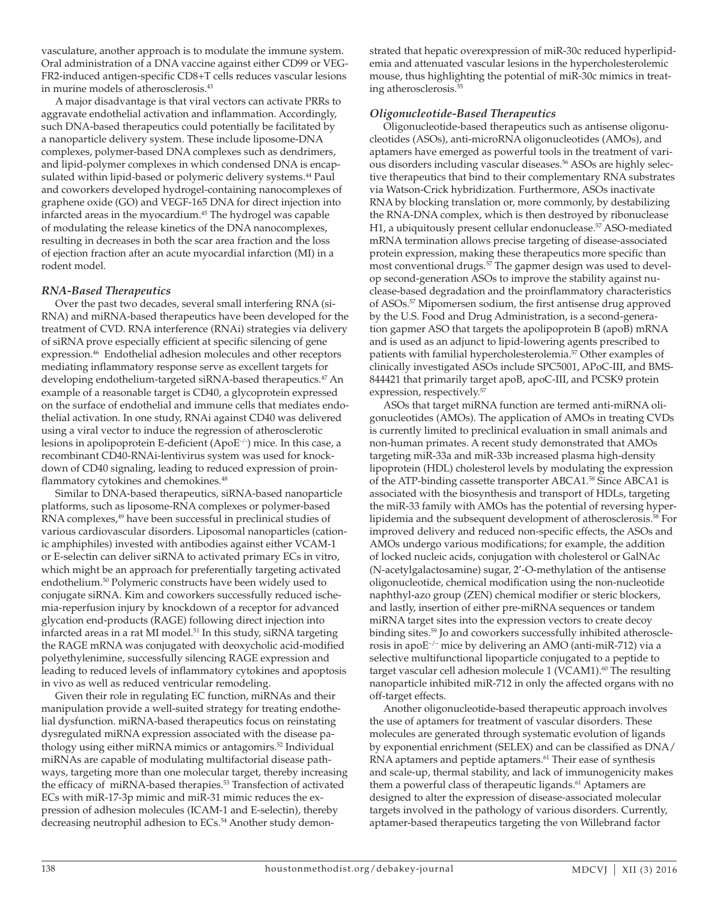vasculature, another approach is to modulate the immune system. Oral administration of a DNA vaccine against either CD99 or VEGFR2-induced antigen-specific CD8+T cells reduces vascular lesions in murine models of atherosclerosis.[43]

A major disadvantage is that viral vectors can activate PRRs to aggravate endothelial activation and inflammation. Accordingly, such DNA-based therapeutics could potentially be facilitated by a nanoparticle delivery system. These include liposome-DNA complexes, polymer-based DNA complexes such as dendrimers, and lipid-polymer complexes in which condensed DNA is encapsulated within lipid-based or polymeric delivery systems.[44] Paul and coworkers developed hydrogel-containing nanocomplexes of graphene oxide (GO) and VEGF-165 DNA for direct injection into infarcted areas in the myocardium.[45] The hydrogel was capable of modulating the release kinetics of the DNA nanocomplexes, resulting in decreases in both the scar area fraction and the loss of ejection fraction after an acute myocardial infarction (MI) in a rodent model.

### *RNA-Based Therapeutics*

Over the past two decades, several small interfering RNA (siRNA) and miRNA-based therapeutics have been developed for the treatment of CVD. RNA interference (RNAi) strategies via delivery of siRNA prove especially efficient at specific silencing of gene expression.[46] Endothelial adhesion molecules and other receptors mediating inflammatory response serve as excellent targets for developing endothelium-targeted siRNA-based therapeutics.[47] An example of a reasonable target is CD40, a glycoprotein expressed on the surface of endothelial and immune cells that mediates endothelial activation. In one study, RNAi against CD40 was delivered using a viral vector to induce the regression of atherosclerotic lesions in apolipoprotein E-deficient ($ApoE^{-/-}$) mice. In this case, a recombinant CD40-RNAi-lentivirus system was used for knockdown of CD40 signaling, leading to reduced expression of proinflammatory cytokines and chemokines.[48]

Similar to DNA-based therapeutics, siRNA-based nanoparticle platforms, such as liposome-RNA complexes or polymer-based RNA complexes,[49] have been successful in preclinical studies of various cardiovascular disorders. Liposomal nanoparticles (cationic amphiphiles) invested with antibodies against either VCAM-1 or E-selectin can deliver siRNA to activated primary ECs in vitro, which might be an approach for preferentially targeting activated endothelium.[50] Polymeric constructs have been widely used to conjugate siRNA. Kim and coworkers successfully reduced ischemia-reperfusion injury by knockdown of a receptor for advanced glycation end-products (RAGE) following direct injection into infarcted areas in a rat MI model.[51] In this study, siRNA targeting the RAGE mRNA was conjugated with deoxycholic acid-modified polyethylenimine, successfully silencing RAGE expression and leading to reduced levels of inflammatory cytokines and apoptosis in vivo as well as reduced ventricular remodeling.

Given their role in regulating EC function, miRNAs and their manipulation provide a well-suited strategy for treating endothelial dysfunction. miRNA-based therapeutics focus on reinstating dysregulated miRNA expression associated with the disease pathology using either miRNA mimics or antagomirs.[52] Individual miRNAs are capable of modulating multifactorial disease pathways, targeting more than one molecular target, thereby increasing the efficacy of miRNA-based therapies.[53] Transfection of activated ECs with miR-17-3p mimic and miR-31 mimic reduces the expression of adhesion molecules (ICAM-1 and E-selectin), thereby decreasing neutrophil adhesion to ECs.[54] Another study demonstrated that hepatic overexpression of miR-30c reduced hyperlipidemia and attenuated vascular lesions in the hypercholesterolemic mouse, thus highlighting the potential of miR-30c mimics in treating atherosclerosis.[55]

### *Oligonucleotide-Based Therapeutics*

Oligonucleotide-based therapeutics such as antisense oligonucleotides (ASOs), anti-microRNA oligonucleotides (AMOs), and aptamers have emerged as powerful tools in the treatment of various disorders including vascular diseases.[56] ASOs are highly selective therapeutics that bind to their complementary RNA substrates via Watson-Crick hybridization. Furthermore, ASOs inactivate RNA by blocking translation or, more commonly, by destabilizing the RNA-DNA complex, which is then destroyed by ribonuclease H1, a ubiquitously present cellular endonuclease.[57] ASO-mediated mRNA termination allows precise targeting of disease-associated protein expression, making these therapeutics more specific than most conventional drugs.[57] The gapmer design was used to develop second-generation ASOs to improve the stability against nuclease-based degradation and the proinflammatory characteristics of ASOs.[57] Mipomersen sodium, the first antisense drug approved by the U.S. Food and Drug Administration, is a second-generation gapmer ASO that targets the apolipoprotein B (apoB) mRNA and is used as an adjunct to lipid-lowering agents prescribed to patients with familial hypercholesterolemia.[57] Other examples of clinically investigated ASOs include SPC5001, APoC-III, and BMS-844421 that primarily target apoB, apoC-III, and PCSK9 protein expression, respectively.[57]

ASOs that target miRNA function are termed anti-miRNA oligonucleotides (AMOs). The application of AMOs in treating CVDs is currently limited to preclinical evaluation in small animals and non-human primates. A recent study demonstrated that AMOs targeting miR-33a and miR-33b increased plasma high-density lipoprotein (HDL) cholesterol levels by modulating the expression of the ATP-binding cassette transporter ABCA1.[58] Since ABCA1 is associated with the biosynthesis and transport of HDLs, targeting the miR-33 family with AMOs has the potential of reversing hyperlipidemia and the subsequent development of atherosclerosis.[58] For improved delivery and reduced non-specific effects, the ASOs and AMOs undergo various modifications; for example, the addition of locked nucleic acids, conjugation with cholesterol or GalNAc (N-acetylgalactosamine) sugar, 2'-O-methylation of the antisense oligonucleotide, chemical modification using the non-nucleotide naphthyl-azo group (ZEN) chemical modifier or steric blockers, and lastly, insertion of either pre-miRNA sequences or tandem miRNA target sites into the expression vectors to create decoy binding sites.[59] Jo and coworkers successfully inhibited atherosclerosis in $apoE^{-/-}$ mice by delivering an AMO (anti-miR-712) via a selective multifunctional lipoparticle conjugated to a peptide to target vascular cell adhesion molecule 1 (VCAM1).[60] The resulting nanoparticle inhibited miR-712 in only the affected organs with no off-target effects.

Another oligonucleotide-based therapeutic approach involves the use of aptamers for treatment of vascular disorders. These molecules are generated through systematic evolution of ligands by exponential enrichment (SELEX) and can be classified as DNA/RNA aptamers and peptide aptamers.[61] Their ease of synthesis and scale-up, thermal stability, and lack of immunogenicity makes them a powerful class of therapeutic ligands.[61] Aptamers are designed to alter the expression of disease-associated molecular targets involved in the pathology of various disorders. Currently, aptamer-based therapeutics targeting the von Willebrand factor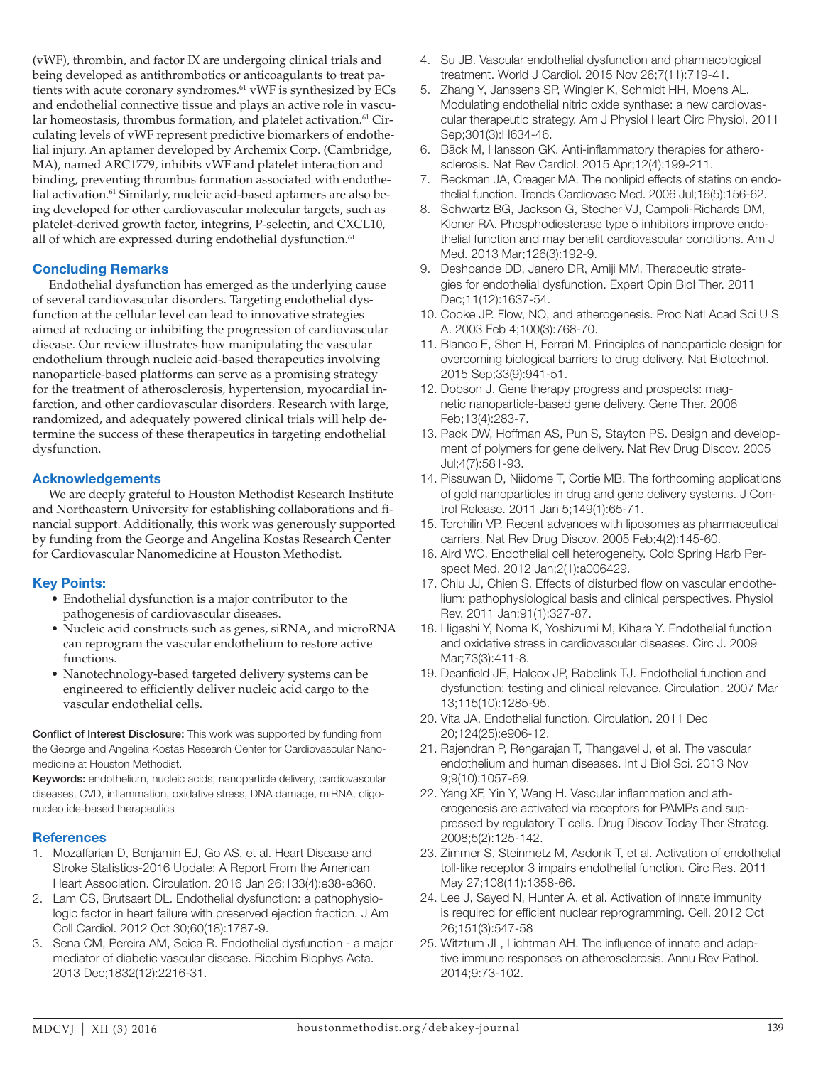(vWF), thrombin, and factor IX are undergoing clinical trials and being developed as antithrombotics or anticoagulants to treat patients with acute coronary syndromes.[61] vWF is synthesized by ECs and endothelial connective tissue and plays an active role in vascular homeostasis, thrombus formation, and platelet activation.[61] Circulating levels of vWF represent predictive biomarkers of endothelial injury. An aptamer developed by Archemix Corp. (Cambridge, MA), named ARC1779, inhibits vWF and platelet interaction and binding, preventing thrombus formation associated with endothelial activation.[61] Similarly, nucleic acid-based aptamers are also being developed for other cardiovascular molecular targets, such as platelet-derived growth factor, integrins, P-selectin, and CXCL10, all of which are expressed during endothelial dysfunction.[61]

## Concluding Remarks

Endothelial dysfunction has emerged as the underlying cause of several cardiovascular disorders. Targeting endothelial dysfunction at the cellular level can lead to innovative strategies aimed at reducing or inhibiting the progression of cardiovascular disease. Our review illustrates how manipulating the vascular endothelium through nucleic acid-based therapeutics involving nanoparticle-based platforms can serve as a promising strategy for the treatment of atherosclerosis, hypertension, myocardial infarction, and other cardiovascular disorders. Research with large, randomized, and adequately powered clinical trials will help determine the success of these therapeutics in targeting endothelial dysfunction.

## Acknowledgements

We are deeply grateful to Houston Methodist Research Institute and Northeastern University for establishing collaborations and financial support. Additionally, this work was generously supported by funding from the George and Angelina Kostas Research Center for Cardiovascular Nanomedicine at Houston Methodist.

## Key Points:

- Endothelial dysfunction is a major contributor to the pathogenesis of cardiovascular diseases.
- Nucleic acid constructs such as genes, siRNA, and microRNA can reprogram the vascular endothelium to restore active functions.
- Nanotechnology-based targeted delivery systems can be engineered to efficiently deliver nucleic acid cargo to the vascular endothelial cells.

**Conflict of Interest Disclosure:** This work was supported by funding from the George and Angelina Kostas Research Center for Cardiovascular Nanomedicine at Houston Methodist.

**Keywords:** endothelium, nucleic acids, nanoparticle delivery, cardiovascular diseases, CVD, inflammation, oxidative stress, DNA damage, miRNA, oligonucleotide-based therapeutics

## References

1. Mozaffarian D, Benjamin EJ, Go AS, et al. Heart Disease and Stroke Statistics-2016 Update: A Report From the American Heart Association. Circulation. 2016 Jan 26;133(4):e38-e360.
2. Lam CS, Brutsaert DL. Endothelial dysfunction: a pathophysiologic factor in heart failure with preserved ejection fraction. J Am Coll Cardiol. 2012 Oct 30;60(18):1787-9.
3. Sena CM, Pereira AM, Seica R. Endothelial dysfunction - a major mediator of diabetic vascular disease. Biochim Biophys Acta. 2013 Dec;1832(12):2216-31.
4. Su JB. Vascular endothelial dysfunction and pharmacological treatment. World J Cardiol. 2015 Nov 26;7(11):719-41.
5. Zhang Y, Janssens SP, Wingler K, Schmidt HH, Moens AL. Modulating endothelial nitric oxide synthase: a new cardiovascular therapeutic strategy. Am J Physiol Heart Circ Physiol. 2011 Sep;301(3):H634-46.
6. Bäck M, Hansson GK. Anti-inflammatory therapies for atherosclerosis. Nat Rev Cardiol. 2015 Apr;12(4):199-211.
7. Beckman JA, Creager MA. The nonlipid effects of statins on endothelial function. Trends Cardiovasc Med. 2006 Jul;16(5):156-62.
8. Schwartz BG, Jackson G, Stecher VJ, Campoli-Richards DM, Kloner RA. Phosphodiesterase type 5 inhibitors improve endothelial function and may benefit cardiovascular conditions. Am J Med. 2013 Mar;126(3):192-9.
9. Deshpande DD, Janero DR, Amiji MM. Therapeutic strategies for endothelial dysfunction. Expert Opin Biol Ther. 2011 Dec;11(12):1637-54.
10. Cooke JP. Flow, NO, and atherogenesis. Proc Natl Acad Sci U S A. 2003 Feb 4;100(3):768-70.
11. Blanco E, Shen H, Ferrari M. Principles of nanoparticle design for overcoming biological barriers to drug delivery. Nat Biotechnol. 2015 Sep;33(9):941-51.
12. Dobson J. Gene therapy progress and prospects: magnetic nanoparticle-based gene delivery. Gene Ther. 2006 Feb;13(4):283-7.
13. Pack DW, Hoffman AS, Pun S, Stayton PS. Design and development of polymers for gene delivery. Nat Rev Drug Discov. 2005 Jul;4(7):581-93.
14. Pissuwan D, Niidome T, Cortie MB. The forthcoming applications of gold nanoparticles in drug and gene delivery systems. J Control Release. 2011 Jan 5;149(1):65-71.
15. Torchilin VP. Recent advances with liposomes as pharmaceutical carriers. Nat Rev Drug Discov. 2005 Feb;4(2):145-60.
16. Aird WC. Endothelial cell heterogeneity. Cold Spring Harb Perspect Med. 2012 Jan;2(1):a006429.
17. Chiu JJ, Chien S. Effects of disturbed flow on vascular endothelium: pathophysiological basis and clinical perspectives. Physiol Rev. 2011 Jan;91(1):327-87.
18. Higashi Y, Noma K, Yoshizumi M, Kihara Y. Endothelial function and oxidative stress in cardiovascular diseases. Circ J. 2009 Mar;73(3):411-8.
19. Deanfield JE, Halcox JP, Rabelink TJ. Endothelial function and dysfunction: testing and clinical relevance. Circulation. 2007 Mar 13;115(10):1285-95.
20. Vita JA. Endothelial function. Circulation. 2011 Dec 20;124(25):e906-12.
21. Rajendran P, Rengarajan T, Thangavel J, et al. The vascular endothelium and human diseases. Int J Biol Sci. 2013 Nov 9;9(10):1057-69.
22. Yang XF, Yin Y, Wang H. Vascular inflammation and atherogenesis are activated via receptors for PAMPs and suppressed by regulatory T cells. Drug Discov Today Ther Strateg. 2008;5(2):125-142.
23. Zimmer S, Steinmetz M, Asdonk T, et al. Activation of endothelial toll-like receptor 3 impairs endothelial function. Circ Res. 2011 May 27;108(11):1358-66.
24. Lee J, Sayed N, Hunter A, et al. Activation of innate immunity is required for efficient nuclear reprogramming. Cell. 2012 Oct 26;151(3):547-58
25. Witztum JL, Lichtman AH. The influence of innate and adaptive immune responses on atherosclerosis. Annu Rev Pathol. 2014;9:73-102.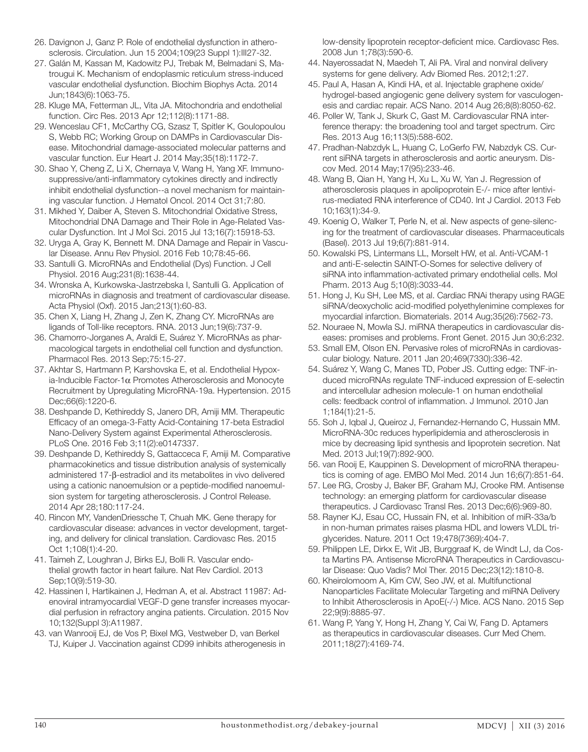26. Davignon J, Ganz P. Role of endothelial dysfunction in atherosclerosis. Circulation. Jun 15 2004;109(23 Suppl 1):III27-32.
27. Galán M, Kassan M, Kadowitz PJ, Trebak M, Belmadani S, Matrougui K. Mechanism of endoplasmic reticulum stress-induced vascular endothelial dysfunction. Biochim Biophys Acta. 2014 Jun;1843(6):1063-75.
28. Kluge MA, Fetterman JL, Vita JA. Mitochondria and endothelial function. Circ Res. 2013 Apr 12;112(8):1171-88.
29. Wenceslau CF1, McCarthy CG, Szasz T, Spitler K, Goulopoulou S, Webb RC; Working Group on DAMPs in Cardiovascular Disease. Mitochondrial damage-associated molecular patterns and vascular function. Eur Heart J. 2014 May;35(18):1172-7.
30. Shao Y, Cheng Z, Li X, Chernaya V, Wang H, Yang XF. Immunosuppressive/anti-inflammatory cytokines directly and indirectly inhibit endothelial dysfunction--a novel mechanism for maintaining vascular function. J Hematol Oncol. 2014 Oct 31;7:80.
31. Mikhed Y, Daiber A, Steven S. Mitochondrial Oxidative Stress, Mitochondrial DNA Damage and Their Role in Age-Related Vascular Dysfunction. Int J Mol Sci. 2015 Jul 13;16(7):15918-53.
32. Uryga A, Gray K, Bennett M. DNA Damage and Repair in Vascular Disease. Annu Rev Physiol. 2016 Feb 10;78:45-66.
33. Santulli G. MicroRNAs and Endothelial (Dys) Function. J Cell Physiol. 2016 Aug;231(8):1638-44.
34. Wronska A, Kurkowska-Jastrzebska I, Santulli G. Application of microRNAs in diagnosis and treatment of cardiovascular disease. Acta Physiol (Oxf). 2015 Jan;213(1):60-83.
35. Chen X, Liang H, Zhang J, Zen K, Zhang CY. MicroRNAs are ligands of Toll-like receptors. RNA. 2013 Jun;19(6):737-9.
36. Chamorro-Jorganes A, Araldi E, Suárez Y. MicroRNAs as pharmacological targets in endothelial cell function and dysfunction. Pharmacol Res. 2013 Sep;75:15-27.
37. Akhtar S, Hartmann P, Karshovska E, et al. Endothelial Hypoxia-Inducible Factor-1$\alpha$ Promotes Atherosclerosis and Monocyte Recruitment by Upregulating MicroRNA-19a. Hypertension. 2015 Dec;66(6):1220-6.
38. Deshpande D, Kethireddy S, Janero DR, Amiji MM. Therapeutic Efficacy of an omega-3-Fatty Acid-Containing 17-beta Estradiol Nano-Delivery System against Experimental Atherosclerosis. PLoS One. 2016 Feb 3;11(2):e0147337.
39. Deshpande D, Kethireddy S, Gattacceca F, Amiji M. Comparative pharmacokinetics and tissue distribution analysis of systemically administered 17-$\beta$-estradiol and its metabolites in vivo delivered using a cationic nanoemulsion or a peptide-modified nanoemulsion system for targeting atherosclerosis. J Control Release. 2014 Apr 28;180:117-24.
40. Rincon MY, VandenDriessche T, Chuah MK. Gene therapy for cardiovascular disease: advances in vector development, targeting, and delivery for clinical translation. Cardiovasc Res. 2015 Oct 1;108(1):4-20.
41. Taimeh Z, Loughran J, Birks EJ, Bolli R. Vascular endothelial growth factor in heart failure. Nat Rev Cardiol. 2013 Sep;10(9):519-30.
42. Hassinen I, Hartikainen J, Hedman A, et al. Abstract 11987: Adenoviral intramyocardial VEGF-D gene transfer increases myocardial perfusion in refractory angina patients. Circulation. 2015 Nov 10;132(Suppl 3):A11987.
43. van Wanrooij EJ, de Vos P, Bixel MG, Vestweber D, van Berkel TJ, Kuiper J. Vaccination against CD99 inhibits atherogenesis in low-density lipoprotein receptor-deficient mice. Cardiovasc Res. 2008 Jun 1;78(3):590-6.
44. Nayerossadat N, Maedeh T, Ali PA. Viral and nonviral delivery systems for gene delivery. Adv Biomed Res. 2012;1:27.
45. Paul A, Hasan A, Kindi HA, et al. Injectable graphene oxide/hydrogel-based angiogenic gene delivery system for vasculogenesis and cardiac repair. ACS Nano. 2014 Aug 26;8(8):8050-62.
46. Poller W, Tank J, Skurk C, Gast M. Cardiovascular RNA interference therapy: the broadening tool and target spectrum. Circ Res. 2013 Aug 16;113(5):588-602.
47. Pradhan-Nabzdyk L, Huang C, LoGerfo FW, Nabzdyk CS. Current siRNA targets in atherosclerosis and aortic aneurysm. Discov Med. 2014 May;17(95):233-46.
48. Wang B, Qian H, Yang H, Xu L, Xu W, Yan J. Regression of atherosclerosis plaques in apolipoprotein E-/- mice after lentivirus-mediated RNA interference of CD40. Int J Cardiol. 2013 Feb 10;163(1):34-9.
49. Koenig O, Walker T, Perle N, et al. New aspects of gene-silencing for the treatment of cardiovascular diseases. Pharmaceuticals (Basel). 2013 Jul 19;6(7):881-914.
50. Kowalski PS, Lintermans LL, Morselt HW, et al. Anti-VCAM-1 and anti-E-selectin SAINT-O-Somes for selective delivery of siRNA into inflammation-activated primary endothelial cells. Mol Pharm. 2013 Aug 5;10(8):3033-44.
51. Hong J, Ku SH, Lee MS, et al. Cardiac RNAi therapy using RAGE siRNA/deoxycholic acid-modified polyethylenimine complexes for myocardial infarction. Biomaterials. 2014 Aug;35(26):7562-73.
52. Nouraee N, Mowla SJ. miRNA therapeutics in cardiovascular diseases: promises and problems. Front Genet. 2015 Jun 30;6:232.
53. Small EM, Olson EN. Pervasive roles of microRNAs in cardiovascular biology. Nature. 2011 Jan 20;469(7330):336-42.
54. Suárez Y, Wang C, Manes TD, Pober JS. Cutting edge: TNF-induced microRNAs regulate TNF-induced expression of E-selectin and intercellular adhesion molecule-1 on human endothelial cells: feedback control of inflammation. J Immunol. 2010 Jan 1;184(1):21-5.
55. Soh J, Iqbal J, Queiroz J, Fernandez-Hernando C, Hussain MM. MicroRNA-30c reduces hyperlipidemia and atherosclerosis in mice by decreasing lipid synthesis and lipoprotein secretion. Nat Med. 2013 Jul;19(7):892-900.
56. van Rooij E, Kauppinen S. Development of microRNA therapeutics is coming of age. EMBO Mol Med. 2014 Jun 16;6(7):851-64.
57. Lee RG, Crosby J, Baker BF, Graham MJ, Crooke RM. Antisense technology: an emerging platform for cardiovascular disease therapeutics. J Cardiovasc Transl Res. 2013 Dec;6(6):969-80.
58. Rayner KJ, Esau CC, Hussain FN, et al. Inhibition of miR-33a/b in non-human primates raises plasma HDL and lowers VLDL triglycerides. Nature. 2011 Oct 19;478(7369):404-7.
59. Philippen LE, Dirkx E, Wit JB, Burggraaf K, de Windt LJ, da Costa Martins PA. Antisense MicroRNA Therapeutics in Cardiovascular Disease: Quo Vadis? Mol Ther. 2015 Dec;23(12):1810-8.
60. Kheirolomoom A, Kim CW, Seo JW, et al. Multifunctional Nanoparticles Facilitate Molecular Targeting and miRNA Delivery to Inhibit Atherosclerosis in ApoE(-/-) Mice. ACS Nano. 2015 Sep 22;9(9):8885-97.
61. Wang P, Yang Y, Hong H, Zhang Y, Cai W, Fang D. Aptamers as therapeutics in cardiovascular diseases. Curr Med Chem. 2011;18(27):4169-74.